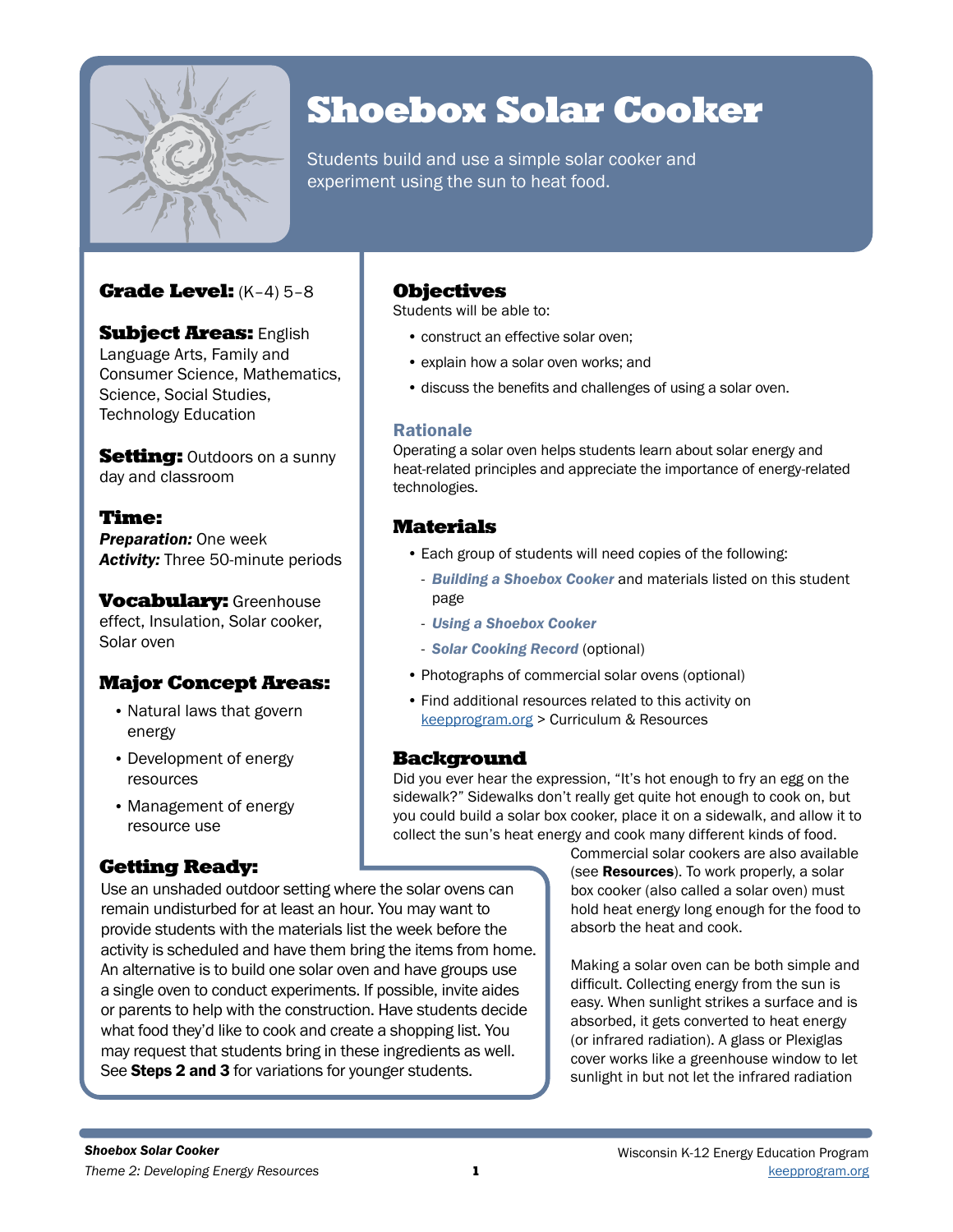# Shoebox Solar Cooker

Students build and use a simple solar cooker and experiment using the sun to heat food.

**Grade Level:** (K–4) 5–8

**Subject Areas:** English Language Arts, Family and Consumer Science, Mathematics, Science, Social Studies, Technology Education

**Setting:** Outdoors on a sunny day and classroom

**Time:**
***Preparation:*** One week
***Activity:*** Three 50-minute periods

**Vocabulary:** Greenhouse effect, Insulation, Solar cooker, Solar oven

## Major Concept Areas:

- Natural laws that govern energy
- Development of energy resources
- Management of energy resource use

## Getting Ready:

Use an unshaded outdoor setting where the solar ovens can remain undisturbed for at least an hour. You may want to provide students with the materials list the week before the activity is scheduled and have them bring the items from home. An alternative is to build one solar oven and have groups use a single oven to conduct experiments. If possible, invite aides or parents to help with the construction. Have students decide what food they'd like to cook and create a shopping list. You may request that students bring in these ingredients as well. See **Steps 2 and 3** for variations for younger students.

## Objectives

Students will be able to:

- construct an effective solar oven;
- explain how a solar oven works; and
- discuss the benefits and challenges of using a solar oven.

### Rationale

Operating a solar oven helps students learn about solar energy and heat-related principles and appreciate the importance of energy-related technologies.

## Materials

- Each group of students will need copies of the following:
  - ***Building a Shoebox Cooker*** and materials listed on this student page
  - ***Using a Shoebox Cooker***
  - ***Solar Cooking Record*** (optional)
- Photographs of commercial solar ovens (optional)
- Find additional resources related to this activity on keepprogram.org > Curriculum & Resources

## Background

Did you ever hear the expression, "It's hot enough to fry an egg on the sidewalk?" Sidewalks don't really get quite hot enough to cook on, but you could build a solar box cooker, place it on a sidewalk, and allow it to collect the sun's heat energy and cook many different kinds of food. Commercial solar cookers are also available (see **Resources**). To work properly, a solar box cooker (also called a solar oven) must hold heat energy long enough for the food to absorb the heat and cook.

Making a solar oven can be both simple and difficult. Collecting energy from the sun is easy. When sunlight strikes a surface and is absorbed, it gets converted to heat energy (or infrared radiation). A glass or Plexiglas cover works like a greenhouse window to let sunlight in but not let the infrared radiation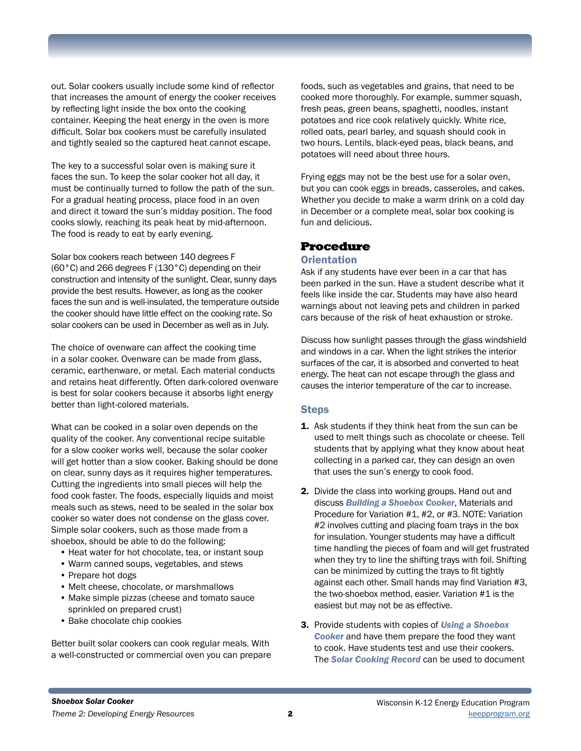out. Solar cookers usually include some kind of reflector that increases the amount of energy the cooker receives by reflecting light inside the box onto the cooking container. Keeping the heat energy in the oven is more difficult. Solar box cookers must be carefully insulated and tightly sealed so the captured heat cannot escape.

The key to a successful solar oven is making sure it faces the sun. To keep the solar cooker hot all day, it must be continually turned to follow the path of the sun. For a gradual heating process, place food in an oven and direct it toward the sun's midday position. The food cooks slowly, reaching its peak heat by mid-afternoon. The food is ready to eat by early evening.

Solar box cookers reach between 140 degrees F (60°C) and 266 degrees F (130°C) depending on their construction and intensity of the sunlight. Clear, sunny days provide the best results. However, as long as the cooker faces the sun and is well-insulated, the temperature outside the cooker should have little effect on the cooking rate. So solar cookers can be used in December as well as in July.

The choice of ovenware can affect the cooking time in a solar cooker. Ovenware can be made from glass, ceramic, earthenware, or metal. Each material conducts and retains heat differently. Often dark-colored ovenware is best for solar cookers because it absorbs light energy better than light-colored materials.

What can be cooked in a solar oven depends on the quality of the cooker. Any conventional recipe suitable for a slow cooker works well, because the solar cooker will get hotter than a slow cooker. Baking should be done on clear, sunny days as it requires higher temperatures. Cutting the ingredients into small pieces will help the food cook faster. The foods, especially liquids and moist meals such as stews, need to be sealed in the solar box cooker so water does not condense on the glass cover. Simple solar cookers, such as those made from a shoebox, should be able to do the following:

- Heat water for hot chocolate, tea, or instant soup
- Warm canned soups, vegetables, and stews
- Prepare hot dogs
- Melt cheese, chocolate, or marshmallows
- Make simple pizzas (cheese and tomato sauce sprinkled on prepared crust)
- Bake chocolate chip cookies

Better built solar cookers can cook regular meals. With a well-constructed or commercial oven you can prepare foods, such as vegetables and grains, that need to be cooked more thoroughly. For example, summer squash, fresh peas, green beans, spaghetti, noodles, instant potatoes and rice cook relatively quickly. White rice, rolled oats, pearl barley, and squash should cook in two hours. Lentils, black-eyed peas, black beans, and potatoes will need about three hours.

Frying eggs may not be the best use for a solar oven, but you can cook eggs in breads, casseroles, and cakes. Whether you decide to make a warm drink on a cold day in December or a complete meal, solar box cooking is fun and delicious.

## Procedure

### Orientation

Ask if any students have ever been in a car that has been parked in the sun. Have a student describe what it feels like inside the car. Students may have also heard warnings about not leaving pets and children in parked cars because of the risk of heat exhaustion or stroke.

Discuss how sunlight passes through the glass windshield and windows in a car. When the light strikes the interior surfaces of the car, it is absorbed and converted to heat energy. The heat can not escape through the glass and causes the interior temperature of the car to increase.

### Steps

1. Ask students if they think heat from the sun can be used to melt things such as chocolate or cheese. Tell students that by applying what they know about heat collecting in a parked car, they can design an oven that uses the sun's energy to cook food.

2. Divide the class into working groups. Hand out and discuss ***Building a Shoebox Cooker***, Materials and Procedure for Variation #1, #2, or #3. NOTE: Variation #2 involves cutting and placing foam trays in the box for insulation. Younger students may have a difficult time handling the pieces of foam and will get frustrated when they try to line the shifting trays with foil. Shifting can be minimized by cutting the trays to fit tightly against each other. Small hands may find Variation #3, the two-shoebox method, easier. Variation #1 is the easiest but may not be as effective.

3. Provide students with copies of ***Using a Shoebox Cooker*** and have them prepare the food they want to cook. Have students test and use their cookers. The ***Solar Cooking Record*** can be used to document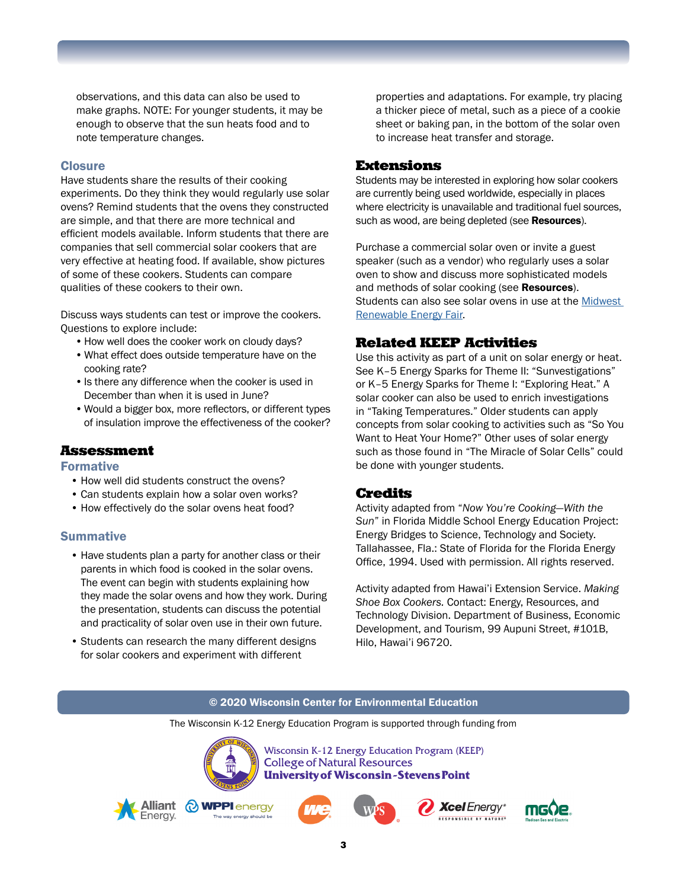observations, and this data can also be used to make graphs. NOTE: For younger students, it may be enough to observe that the sun heats food and to note temperature changes.

### Closure

Have students share the results of their cooking experiments. Do they think they would regularly use solar ovens? Remind students that the ovens they constructed are simple, and that there are more technical and efficient models available. Inform students that there are companies that sell commercial solar cookers that are very effective at heating food. If available, show pictures of some of these cookers. Students can compare qualities of these cookers to their own.

Discuss ways students can test or improve the cookers. Questions to explore include:

- How well does the cooker work on cloudy days?
- What effect does outside temperature have on the cooking rate?
- Is there any difference when the cooker is used in December than when it is used in June?
- Would a bigger box, more reflectors, or different types of insulation improve the effectiveness of the cooker?

## Assessment

### Formative

- How well did students construct the ovens?
- Can students explain how a solar oven works?
- How effectively do the solar ovens heat food?

### Summative

- Have students plan a party for another class or their parents in which food is cooked in the solar ovens. The event can begin with students explaining how they made the solar ovens and how they work. During the presentation, students can discuss the potential and practicality of solar oven use in their own future.
- Students can research the many different designs for solar cookers and experiment with different properties and adaptations. For example, try placing a thicker piece of metal, such as a piece of a cookie sheet or baking pan, in the bottom of the solar oven to increase heat transfer and storage.

## Extensions

Students may be interested in exploring how solar cookers are currently being used worldwide, especially in places where electricity is unavailable and traditional fuel sources, such as wood, are being depleted (see **Resources**).

Purchase a commercial solar oven or invite a guest speaker (such as a vendor) who regularly uses a solar oven to show and discuss more sophisticated models and methods of solar cooking (see **Resources**). Students can also see solar ovens in use at the Midwest Renewable Energy Fair.

## Related KEEP Activities

Use this activity as part of a unit on solar energy or heat. See K–5 Energy Sparks for Theme II: "Sunvestigations" or K–5 Energy Sparks for Theme I: "Exploring Heat." A solar cooker can also be used to enrich investigations in "Taking Temperatures." Older students can apply concepts from solar cooking to activities such as "So You Want to Heat Your Home?" Other uses of solar energy such as those found in "The Miracle of Solar Cells" could be done with younger students.

## Credits

Activity adapted from "*Now You're Cooking—With the Sun*" in Florida Middle School Energy Education Project: Energy Bridges to Science, Technology and Society. Tallahassee, Fla.: State of Florida for the Florida Energy Office, 1994. Used with permission. All rights reserved.

Activity adapted from Hawai'i Extension Service. *Making Shoe Box Cookers*. Contact: Energy, Resources, and Technology Division. Department of Business, Economic Development, and Tourism, 99 Aupuni Street, #101B, Hilo, Hawai'i 96720.

© 2020 Wisconsin Center for Environmental Education

The Wisconsin K-12 Energy Education Program is supported through funding from

Wisconsin K-12 Energy Education Program (KEEP)
College of Natural Resources
University of Wisconsin-Stevens Point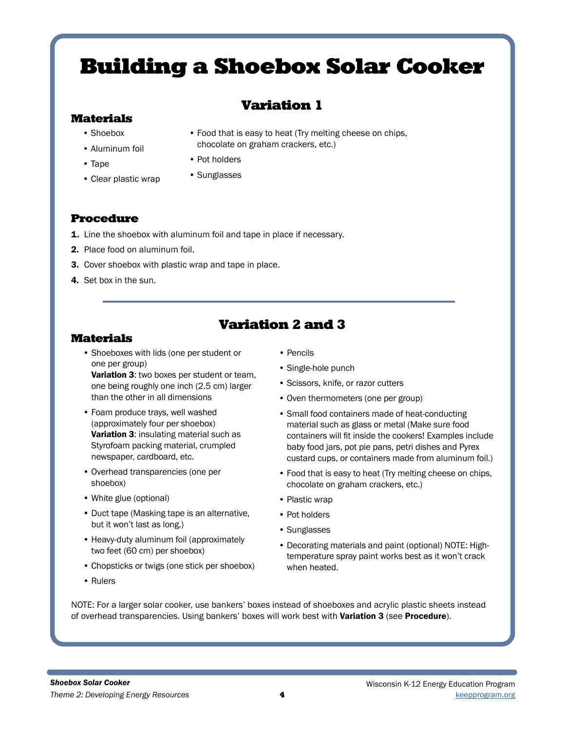# Building a Shoebox Solar Cooker

## Variation 1

### Materials

- Shoebox
- Aluminum foil
- Tape
- Clear plastic wrap
- Food that is easy to heat (Try melting cheese on chips, chocolate on graham crackers, etc.)
- Pot holders
- Sunglasses

### Procedure

1. Line the shoebox with aluminum foil and tape in place if necessary.
2. Place food on aluminum foil.
3. Cover shoebox with plastic wrap and tape in place.
4. Set box in the sun.

## Variation 2 and 3

### Materials

- Shoeboxes with lids (one per student or one per group)
  **Variation 3**: two boxes per student or team, one being roughly one inch (2.5 cm) larger than the other in all dimensions
- Foam produce trays, well washed (approximately four per shoebox)
  **Variation 3**: insulating material such as Styrofoam packing material, crumpled newspaper, cardboard, etc.
- Overhead transparencies (one per shoebox)
- White glue (optional)
- Duct tape (Masking tape is an alternative, but it won't last as long.)
- Heavy-duty aluminum foil (approximately two feet (60 cm) per shoebox)
- Chopsticks or twigs (one stick per shoebox)
- Rulers
- Pencils
- Single-hole punch
- Scissors, knife, or razor cutters
- Oven thermometers (one per group)
- Small food containers made of heat-conducting material such as glass or metal (Make sure food containers will fit inside the cookers! Examples include baby food jars, pot pie pans, petri dishes and Pyrex custard cups, or containers made from aluminum foil.)
- Food that is easy to heat (Try melting cheese on chips, chocolate on graham crackers, etc.)
- Plastic wrap
- Pot holders
- Sunglasses
- Decorating materials and paint (optional) NOTE: High-temperature spray paint works best as it won't crack when heated.

NOTE: For a larger solar cooker, use bankers' boxes instead of shoeboxes and acrylic plastic sheets instead of overhead transparencies. Using bankers' boxes will work best with **Variation 3** (see **Procedure**).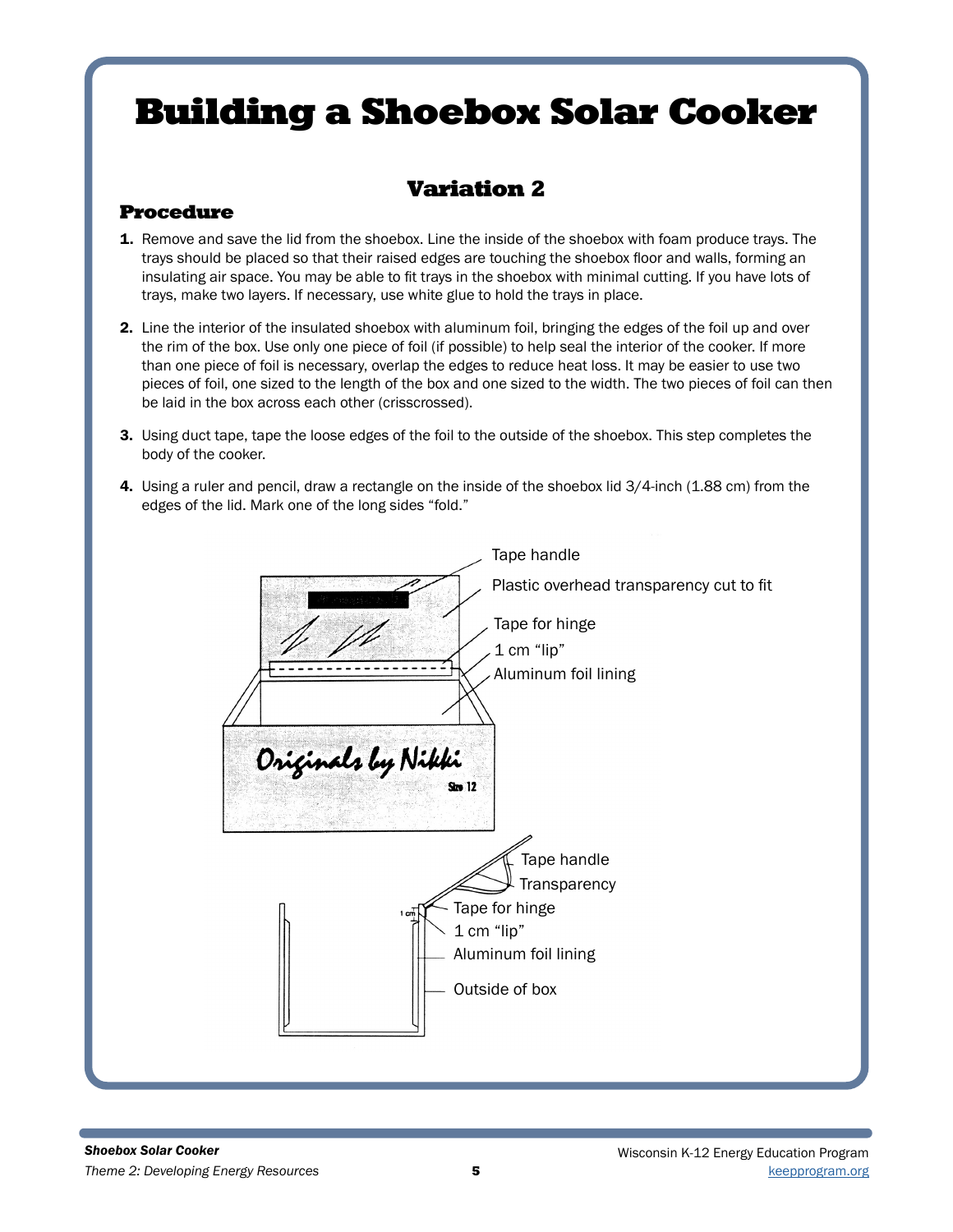# Building a Shoebox Solar Cooker

## Variation 2

### Procedure

1. Remove and save the lid from the shoebox. Line the inside of the shoebox with foam produce trays. The trays should be placed so that their raised edges are touching the shoebox floor and walls, forming an insulating air space. You may be able to fit trays in the shoebox with minimal cutting. If you have lots of trays, make two layers. If necessary, use white glue to hold the trays in place.
2. Line the interior of the insulated shoebox with aluminum foil, bringing the edges of the foil up and over the rim of the box. Use only one piece of foil (if possible) to help seal the interior of the cooker. If more than one piece of foil is necessary, overlap the edges to reduce heat loss. It may be easier to use two pieces of foil, one sized to the length of the box and one sized to the width. The two pieces of foil can then be laid in the box across each other (crisscrossed).
3. Using duct tape, tape the loose edges of the foil to the outside of the shoebox. This step completes the body of the cooker.
4. Using a ruler and pencil, draw a rectangle on the inside of the shoebox lid 3/4-inch (1.88 cm) from the edges of the lid. Mark one of the long sides "fold."

Tape handle
Plastic overhead transparency cut to fit
Tape for hinge
1 cm "lip"
Aluminum foil lining

Originals by Nikki
Size 12

Tape handle
Transparency
Tape for hinge
1 cm "lip"
Aluminum foil lining
Outside of box
1 cm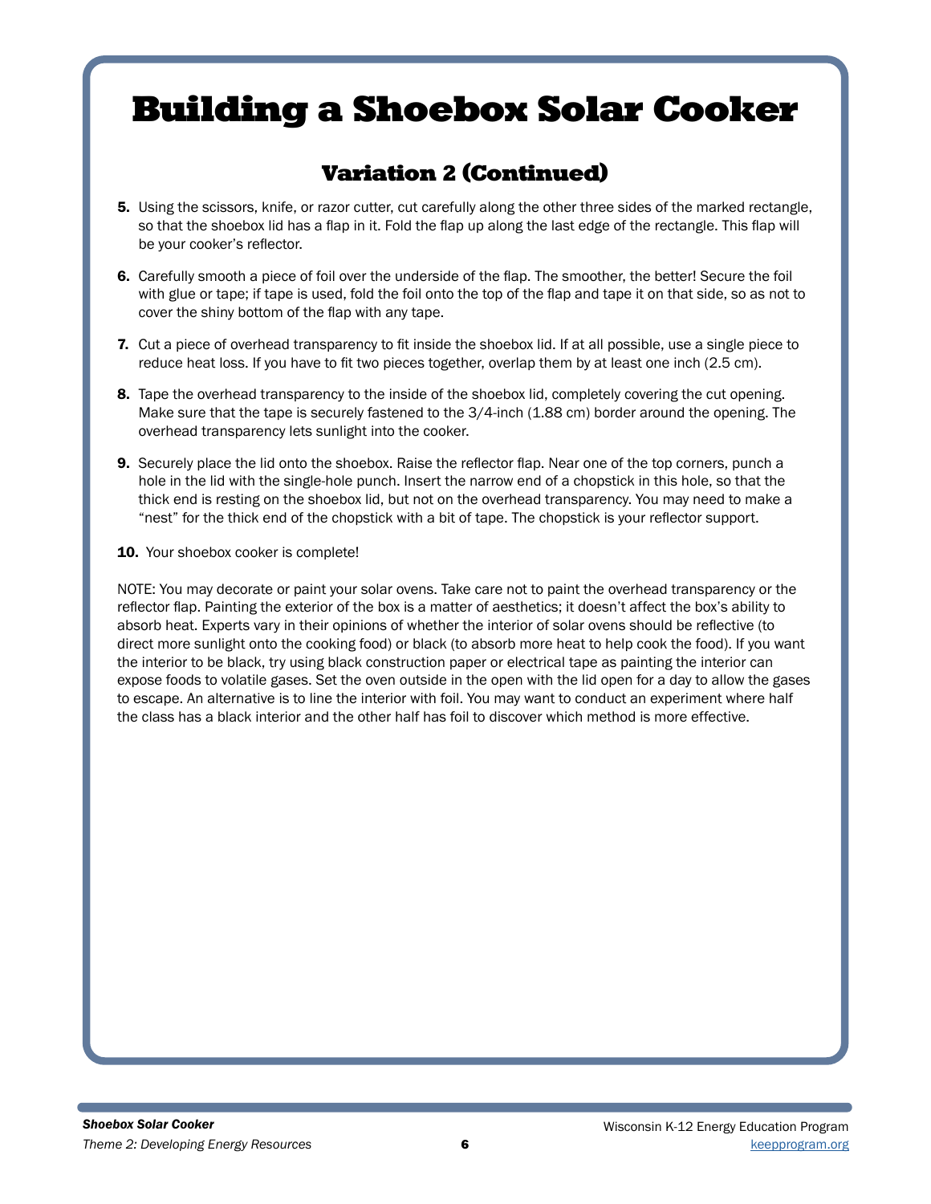# Building a Shoebox Solar Cooker

## Variation 2 (Continued)

5. Using the scissors, knife, or razor cutter, cut carefully along the other three sides of the marked rectangle, so that the shoebox lid has a flap in it. Fold the flap up along the last edge of the rectangle. This flap will be your cooker's reflector.

6. Carefully smooth a piece of foil over the underside of the flap. The smoother, the better! Secure the foil with glue or tape; if tape is used, fold the foil onto the top of the flap and tape it on that side, so as not to cover the shiny bottom of the flap with any tape.

7. Cut a piece of overhead transparency to fit inside the shoebox lid. If at all possible, use a single piece to reduce heat loss. If you have to fit two pieces together, overlap them by at least one inch (2.5 cm).

8. Tape the overhead transparency to the inside of the shoebox lid, completely covering the cut opening. Make sure that the tape is securely fastened to the 3/4-inch (1.88 cm) border around the opening. The overhead transparency lets sunlight into the cooker.

9. Securely place the lid onto the shoebox. Raise the reflector flap. Near one of the top corners, punch a hole in the lid with the single-hole punch. Insert the narrow end of a chopstick in this hole, so that the thick end is resting on the shoebox lid, but not on the overhead transparency. You may need to make a "nest" for the thick end of the chopstick with a bit of tape. The chopstick is your reflector support.

10. Your shoebox cooker is complete!

NOTE: You may decorate or paint your solar ovens. Take care not to paint the overhead transparency or the reflector flap. Painting the exterior of the box is a matter of aesthetics; it doesn't affect the box's ability to absorb heat. Experts vary in their opinions of whether the interior of solar ovens should be reflective (to direct more sunlight onto the cooking food) or black (to absorb more heat to help cook the food). If you want the interior to be black, try using black construction paper or electrical tape as painting the interior can expose foods to volatile gases. Set the oven outside in the open with the lid open for a day to allow the gases to escape. An alternative is to line the interior with foil. You may want to conduct an experiment where half the class has a black interior and the other half has foil to discover which method is more effective.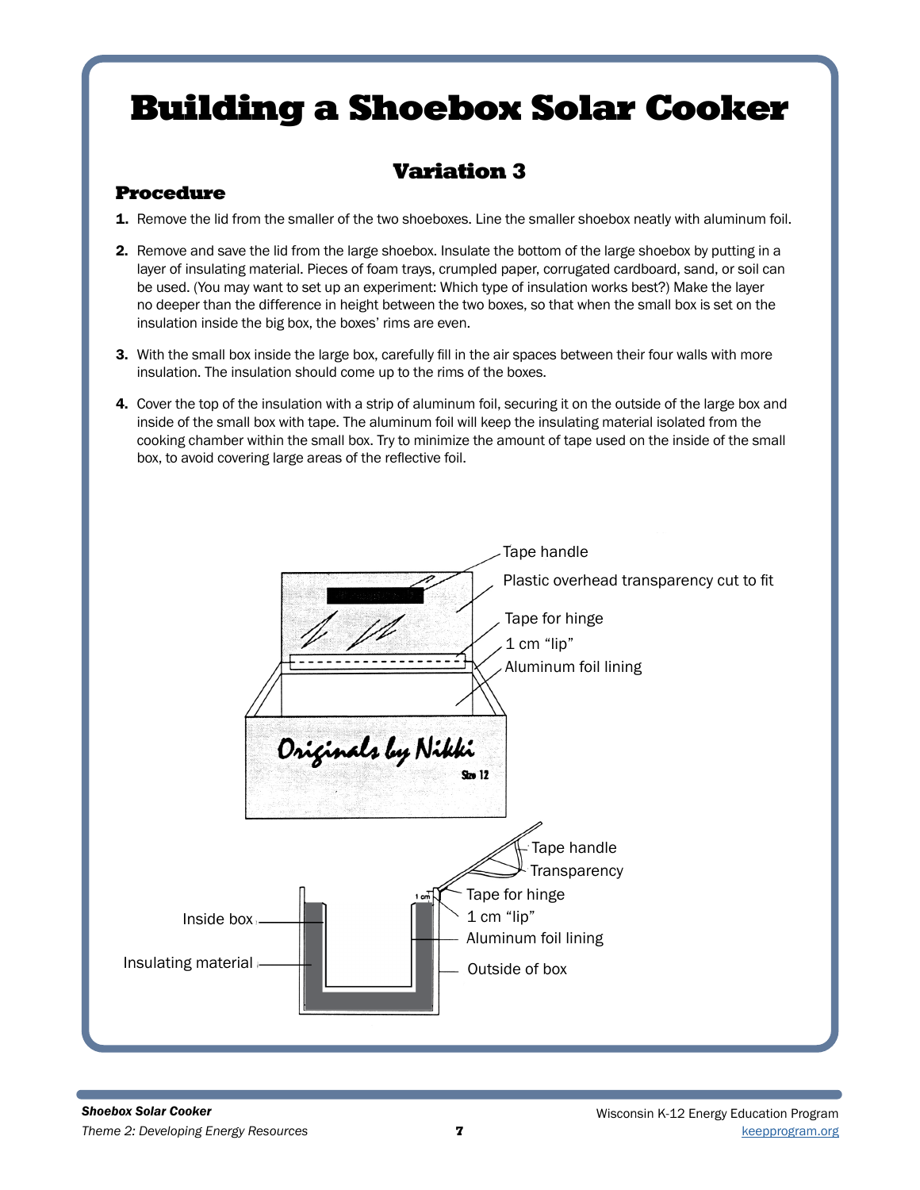# Building a Shoebox Solar Cooker

## Variation 3

### Procedure

1. Remove the lid from the smaller of the two shoeboxes. Line the smaller shoebox neatly with aluminum foil.
2. Remove and save the lid from the large shoebox. Insulate the bottom of the large shoebox by putting in a layer of insulating material. Pieces of foam trays, crumpled paper, corrugated cardboard, sand, or soil can be used. (You may want to set up an experiment: Which type of insulation works best?) Make the layer no deeper than the difference in height between the two boxes, so that when the small box is set on the insulation inside the big box, the boxes' rims are even.
3. With the small box inside the large box, carefully fill in the air spaces between their four walls with more insulation. The insulation should come up to the rims of the boxes.
4. Cover the top of the insulation with a strip of aluminum foil, securing it on the outside of the large box and inside of the small box with tape. The aluminum foil will keep the insulating material isolated from the cooking chamber within the small box. Try to minimize the amount of tape used on the inside of the small box, to avoid covering large areas of the reflective foil.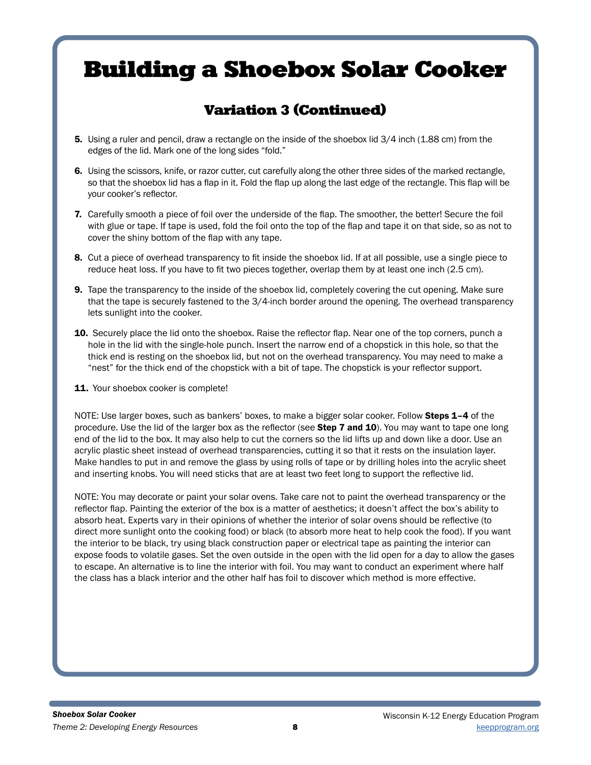# Building a Shoebox Solar Cooker

## Variation 3 (Continued)

5. Using a ruler and pencil, draw a rectangle on the inside of the shoebox lid 3/4 inch (1.88 cm) from the edges of the lid. Mark one of the long sides "fold."

6. Using the scissors, knife, or razor cutter, cut carefully along the other three sides of the marked rectangle, so that the shoebox lid has a flap in it. Fold the flap up along the last edge of the rectangle. This flap will be your cooker's reflector.

7. Carefully smooth a piece of foil over the underside of the flap. The smoother, the better! Secure the foil with glue or tape. If tape is used, fold the foil onto the top of the flap and tape it on that side, so as not to cover the shiny bottom of the flap with any tape.

8. Cut a piece of overhead transparency to fit inside the shoebox lid. If at all possible, use a single piece to reduce heat loss. If you have to fit two pieces together, overlap them by at least one inch (2.5 cm).

9. Tape the transparency to the inside of the shoebox lid, completely covering the cut opening. Make sure that the tape is securely fastened to the 3/4-inch border around the opening. The overhead transparency lets sunlight into the cooker.

10. Securely place the lid onto the shoebox. Raise the reflector flap. Near one of the top corners, punch a hole in the lid with the single-hole punch. Insert the narrow end of a chopstick in this hole, so that the thick end is resting on the shoebox lid, but not on the overhead transparency. You may need to make a "nest" for the thick end of the chopstick with a bit of tape. The chopstick is your reflector support.

11. Your shoebox cooker is complete!

NOTE: Use larger boxes, such as bankers' boxes, to make a bigger solar cooker. Follow **Steps 1–4** of the procedure. Use the lid of the larger box as the reflector (see **Step 7 and 10**). You may want to tape one long end of the lid to the box. It may also help to cut the corners so the lid lifts up and down like a door. Use an acrylic plastic sheet instead of overhead transparencies, cutting it so that it rests on the insulation layer. Make handles to put in and remove the glass by using rolls of tape or by drilling holes into the acrylic sheet and inserting knobs. You will need sticks that are at least two feet long to support the reflective lid.

NOTE: You may decorate or paint your solar ovens. Take care not to paint the overhead transparency or the reflector flap. Painting the exterior of the box is a matter of aesthetics; it doesn't affect the box's ability to absorb heat. Experts vary in their opinions of whether the interior of solar ovens should be reflective (to direct more sunlight onto the cooking food) or black (to absorb more heat to help cook the food). If you want the interior to be black, try using black construction paper or electrical tape as painting the interior can expose foods to volatile gases. Set the oven outside in the open with the lid open for a day to allow the gases to escape. An alternative is to line the interior with foil. You may want to conduct an experiment where half the class has a black interior and the other half has foil to discover which method is more effective.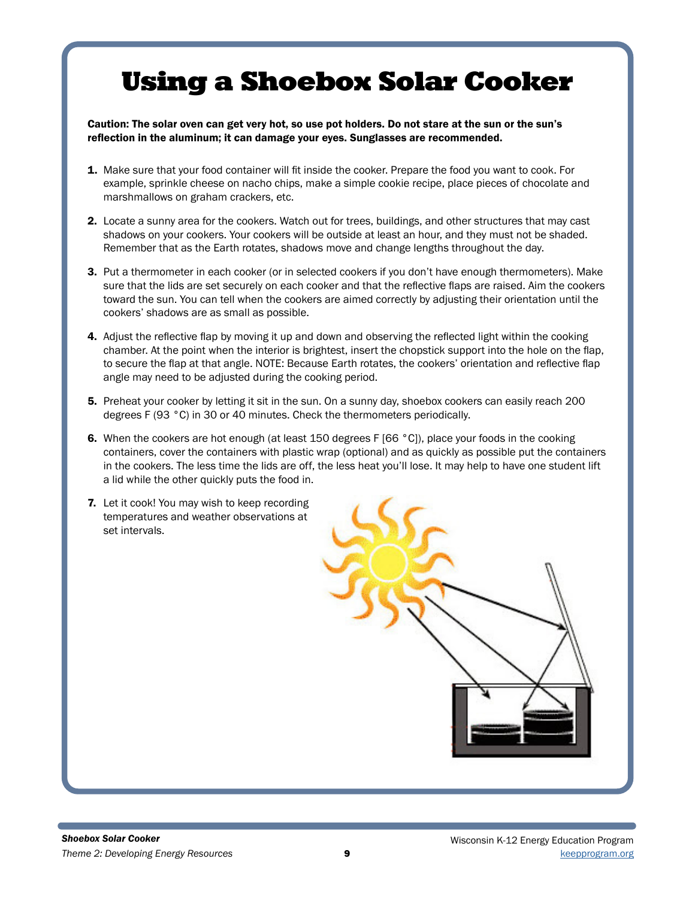# Using a Shoebox Solar Cooker

**Caution: The solar oven can get very hot, so use pot holders. Do not stare at the sun or the sun's reflection in the aluminum; it can damage your eyes. Sunglasses are recommended.**

1. Make sure that your food container will fit inside the cooker. Prepare the food you want to cook. For example, sprinkle cheese on nacho chips, make a simple cookie recipe, place pieces of chocolate and marshmallows on graham crackers, etc.

2. Locate a sunny area for the cookers. Watch out for trees, buildings, and other structures that may cast shadows on your cookers. Your cookers will be outside at least an hour, and they must not be shaded. Remember that as the Earth rotates, shadows move and change lengths throughout the day.

3. Put a thermometer in each cooker (or in selected cookers if you don't have enough thermometers). Make sure that the lids are set securely on each cooker and that the reflective flaps are raised. Aim the cookers toward the sun. You can tell when the cookers are aimed correctly by adjusting their orientation until the cookers' shadows are as small as possible.

4. Adjust the reflective flap by moving it up and down and observing the reflected light within the cooking chamber. At the point when the interior is brightest, insert the chopstick support into the hole on the flap, to secure the flap at that angle. NOTE: Because Earth rotates, the cookers' orientation and reflective flap angle may need to be adjusted during the cooking period.

5. Preheat your cooker by letting it sit in the sun. On a sunny day, shoebox cookers can easily reach 200 degrees F (93 °C) in 30 or 40 minutes. Check the thermometers periodically.

6. When the cookers are hot enough (at least 150 degrees F [66 °C]), place your foods in the cooking containers, cover the containers with plastic wrap (optional) and as quickly as possible put the containers in the cookers. The less time the lids are off, the less heat you'll lose. It may help to have one student lift a lid while the other quickly puts the food in.

7. Let it cook! You may wish to keep recording temperatures and weather observations at set intervals.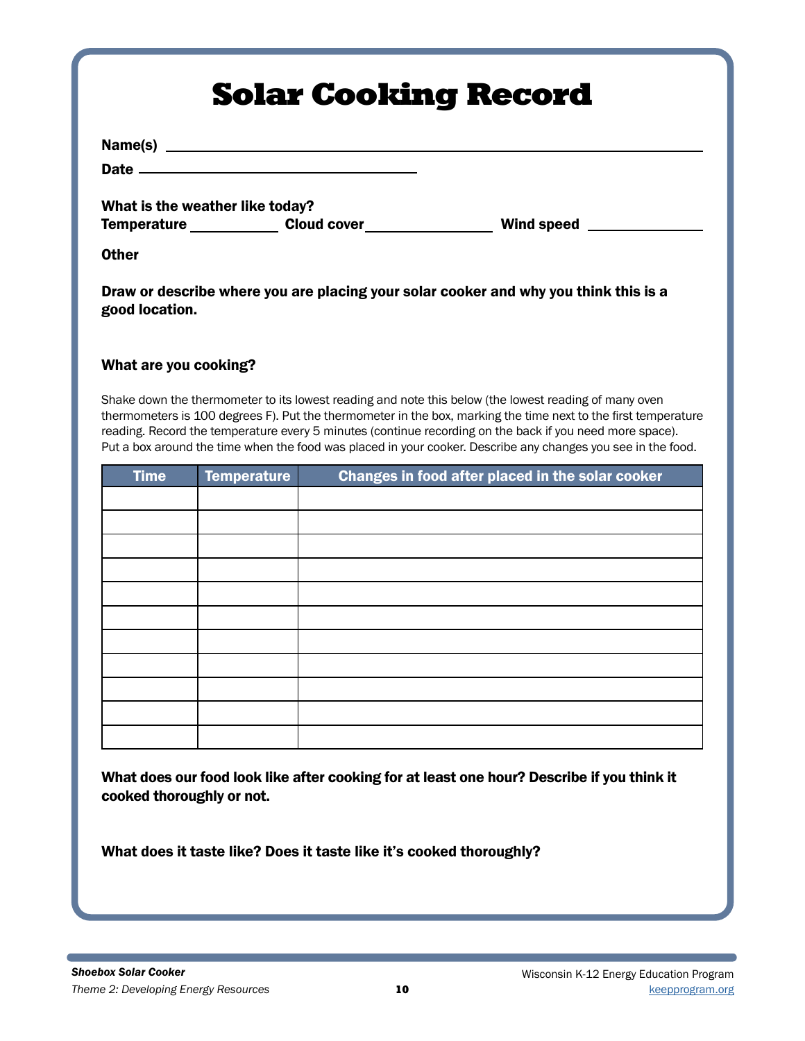# Solar Cooking Record

**Name(s)** ______________________________________________

**Date** ______________________________

**What is the weather like today?**

**Temperature** __________ **Cloud cover** ______________ **Wind speed** ____________

**Other**

**Draw or describe where you are placing your solar cooker and why you think this is a good location.**

**What are you cooking?**

Shake down the thermometer to its lowest reading and note this below (the lowest reading of many oven thermometers is 100 degrees F). Put the thermometer in the box, marking the time next to the first temperature reading. Record the temperature every 5 minutes (continue recording on the back if you need more space). Put a box around the time when the food was placed in your cooker. Describe any changes you see in the food.

| Time | Temperature | Changes in food after placed in the solar cooker |
|---|---|---|
| | | |
| | | |
| | | |
| | | |
| | | |
| | | |
| | | |
| | | |
| | | |
| | | |
| | | |

**What does our food look like after cooking for at least one hour? Describe if you think it cooked thoroughly or not.**

**What does it taste like? Does it taste like it's cooked thoroughly?**